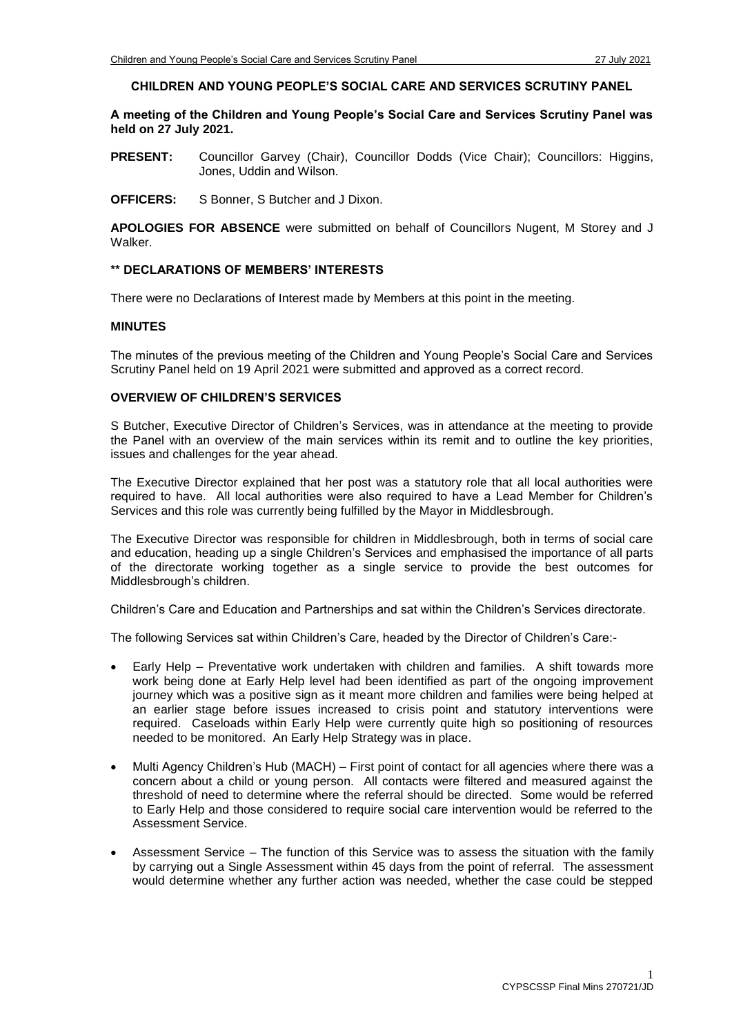**CHILDREN AND YOUNG PEOPLE'S SOCIAL CARE AND SERVICES SCRUTINY PANEL**

**A meeting of the Children and Young People's Social Care and Services Scrutiny Panel was held on 27 July 2021.**

**PRESENT:** Councillor Garvey (Chair), Councillor Dodds (Vice Chair); Councillors: Higgins, Jones, Uddin and Wilson.

**OFFICERS:** S Bonner, S Butcher and J Dixon.

**APOLOGIES FOR ABSENCE** were submitted on behalf of Councillors Nugent, M Storey and J Walker.

**\*\* DECLARATIONS OF MEMBERS' INTERESTS**

There were no Declarations of Interest made by Members at this point in the meeting.

**MINUTES**

The minutes of the previous meeting of the Children and Young People's Social Care and Services Scrutiny Panel held on 19 April 2021 were submitted and approved as a correct record.

**OVERVIEW OF CHILDREN'S SERVICES**

S Butcher, Executive Director of Children's Services, was in attendance at the meeting to provide the Panel with an overview of the main services within its remit and to outline the key priorities, issues and challenges for the year ahead.

The Executive Director explained that her post was a statutory role that all local authorities were required to have. All local authorities were also required to have a Lead Member for Children's Services and this role was currently being fulfilled by the Mayor in Middlesbrough.

The Executive Director was responsible for children in Middlesbrough, both in terms of social care and education, heading up a single Children's Services and emphasised the importance of all parts of the directorate working together as a single service to provide the best outcomes for Middlesbrough's children.

Children's Care and Education and Partnerships and sat within the Children's Services directorate.

The following Services sat within Children's Care, headed by the Director of Children's Care:-

- Early Help – Preventative work undertaken with children and families. A shift towards more work being done at Early Help level had been identified as part of the ongoing improvement journey which was a positive sign as it meant more children and families were being helped at an earlier stage before issues increased to crisis point and statutory interventions were required. Caseloads within Early Help were currently quite high so positioning of resources needed to be monitored. An Early Help Strategy was in place.

- Multi Agency Children's Hub (MACH) – First point of contact for all agencies where there was a concern about a child or young person. All contacts were filtered and measured against the threshold of need to determine where the referral should be directed. Some would be referred to Early Help and those considered to require social care intervention would be referred to the Assessment Service.

- Assessment Service – The function of this Service was to assess the situation with the family by carrying out a Single Assessment within 45 days from the point of referral. The assessment would determine whether any further action was needed, whether the case could be stepped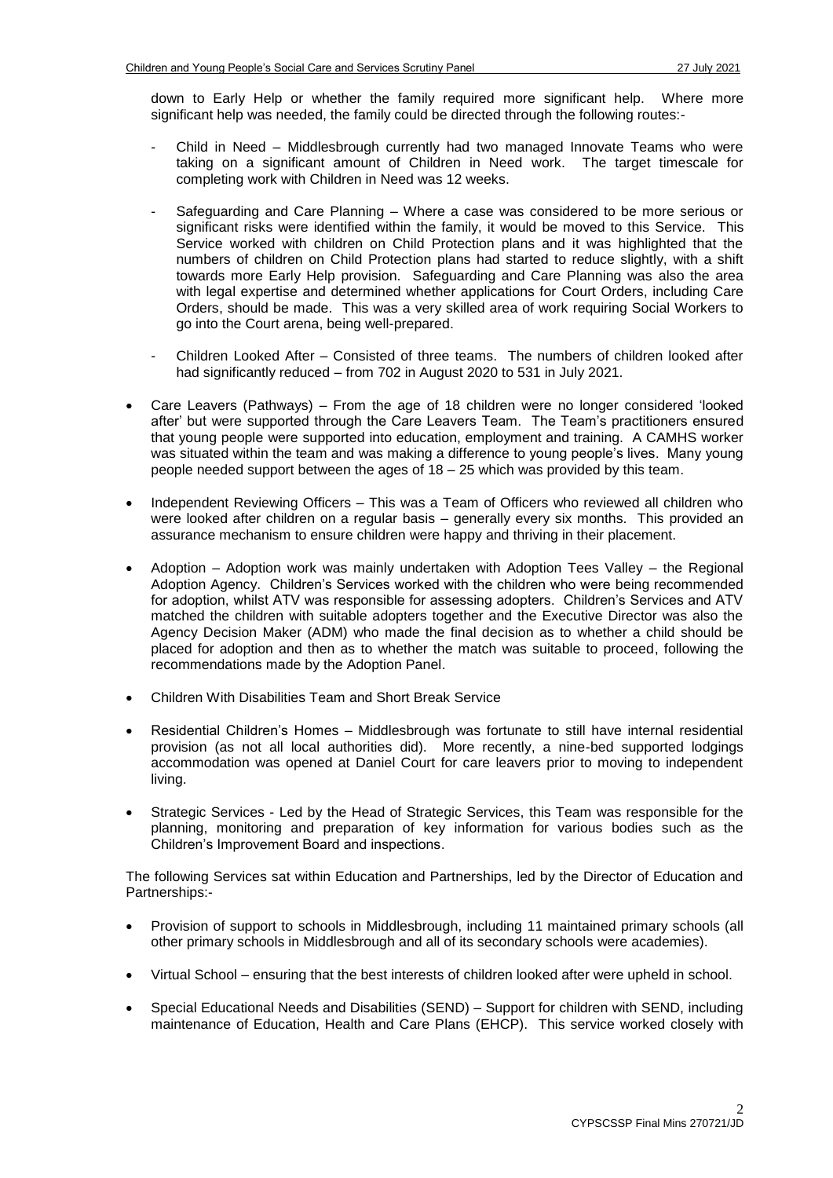down to Early Help or whether the family required more significant help. Where more significant help was needed, the family could be directed through the following routes:-

- Child in Need – Middlesbrough currently had two managed Innovate Teams who were taking on a significant amount of Children in Need work. The target timescale for completing work with Children in Need was 12 weeks.

- Safeguarding and Care Planning – Where a case was considered to be more serious or significant risks were identified within the family, it would be moved to this Service. This Service worked with children on Child Protection plans and it was highlighted that the numbers of children on Child Protection plans had started to reduce slightly, with a shift towards more Early Help provision. Safeguarding and Care Planning was also the area with legal expertise and determined whether applications for Court Orders, including Care Orders, should be made. This was a very skilled area of work requiring Social Workers to go into the Court arena, being well-prepared.

- Children Looked After – Consisted of three teams. The numbers of children looked after had significantly reduced – from 702 in August 2020 to 531 in July 2021.

- Care Leavers (Pathways) – From the age of 18 children were no longer considered 'looked after' but were supported through the Care Leavers Team. The Team's practitioners ensured that young people were supported into education, employment and training. A CAMHS worker was situated within the team and was making a difference to young people's lives. Many young people needed support between the ages of 18 – 25 which was provided by this team.

- Independent Reviewing Officers – This was a Team of Officers who reviewed all children who were looked after children on a regular basis – generally every six months. This provided an assurance mechanism to ensure children were happy and thriving in their placement.

- Adoption – Adoption work was mainly undertaken with Adoption Tees Valley – the Regional Adoption Agency. Children's Services worked with the children who were being recommended for adoption, whilst ATV was responsible for assessing adopters. Children's Services and ATV matched the children with suitable adopters together and the Executive Director was also the Agency Decision Maker (ADM) who made the final decision as to whether a child should be placed for adoption and then as to whether the match was suitable to proceed, following the recommendations made by the Adoption Panel.

- Children With Disabilities Team and Short Break Service

- Residential Children's Homes – Middlesbrough was fortunate to still have internal residential provision (as not all local authorities did). More recently, a nine-bed supported lodgings accommodation was opened at Daniel Court for care leavers prior to moving to independent living.

- Strategic Services - Led by the Head of Strategic Services, this Team was responsible for the planning, monitoring and preparation of key information for various bodies such as the Children's Improvement Board and inspections.

The following Services sat within Education and Partnerships, led by the Director of Education and Partnerships:-

- Provision of support to schools in Middlesbrough, including 11 maintained primary schools (all other primary schools in Middlesbrough and all of its secondary schools were academies).

- Virtual School – ensuring that the best interests of children looked after were upheld in school.

- Special Educational Needs and Disabilities (SEND) – Support for children with SEND, including maintenance of Education, Health and Care Plans (EHCP). This service worked closely with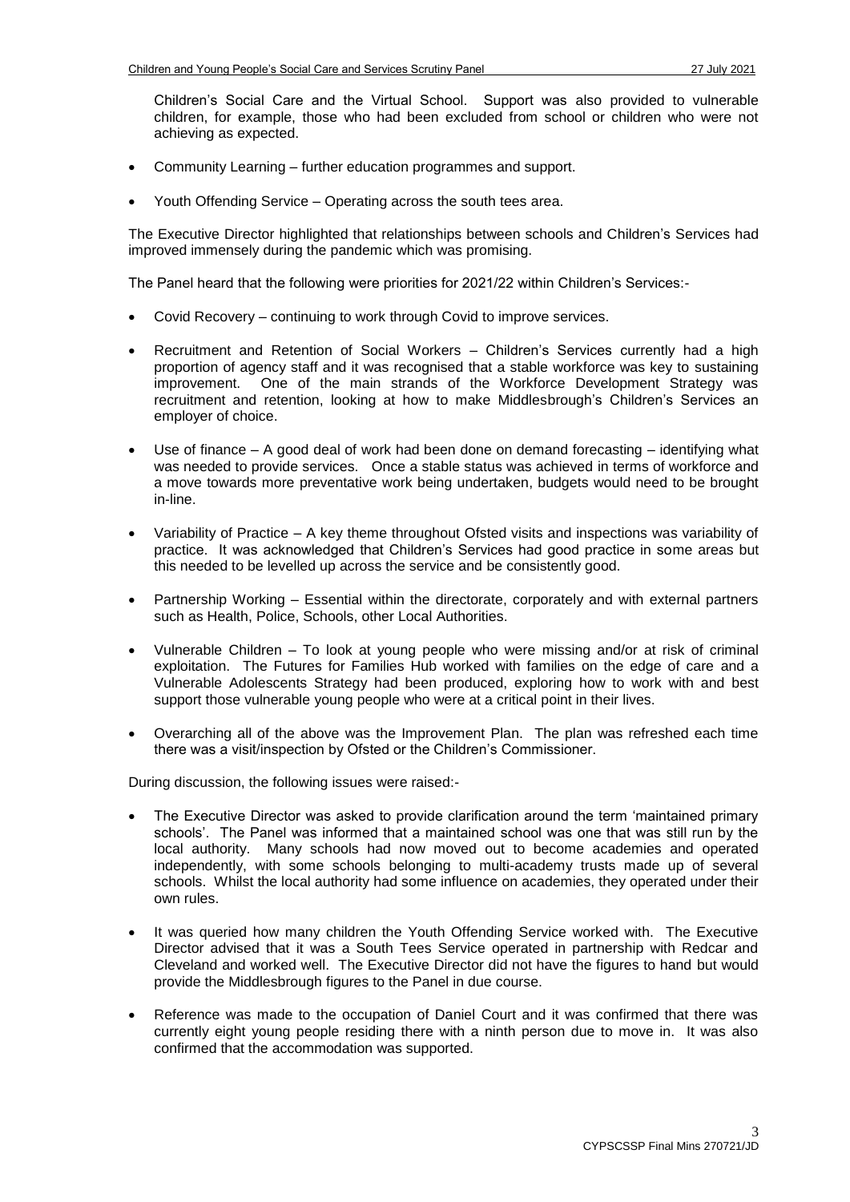Children's Social Care and the Virtual School. Support was also provided to vulnerable children, for example, those who had been excluded from school or children who were not achieving as expected.

- Community Learning – further education programmes and support.
- Youth Offending Service – Operating across the south tees area.

The Executive Director highlighted that relationships between schools and Children's Services had improved immensely during the pandemic which was promising.

The Panel heard that the following were priorities for 2021/22 within Children's Services:-

- Covid Recovery – continuing to work through Covid to improve services.
- Recruitment and Retention of Social Workers – Children's Services currently had a high proportion of agency staff and it was recognised that a stable workforce was key to sustaining improvement. One of the main strands of the Workforce Development Strategy was recruitment and retention, looking at how to make Middlesbrough's Children's Services an employer of choice.
- Use of finance – A good deal of work had been done on demand forecasting – identifying what was needed to provide services. Once a stable status was achieved in terms of workforce and a move towards more preventative work being undertaken, budgets would need to be brought in-line.
- Variability of Practice – A key theme throughout Ofsted visits and inspections was variability of practice. It was acknowledged that Children's Services had good practice in some areas but this needed to be levelled up across the service and be consistently good.
- Partnership Working – Essential within the directorate, corporately and with external partners such as Health, Police, Schools, other Local Authorities.
- Vulnerable Children – To look at young people who were missing and/or at risk of criminal exploitation. The Futures for Families Hub worked with families on the edge of care and a Vulnerable Adolescents Strategy had been produced, exploring how to work with and best support those vulnerable young people who were at a critical point in their lives.
- Overarching all of the above was the Improvement Plan. The plan was refreshed each time there was a visit/inspection by Ofsted or the Children's Commissioner.

During discussion, the following issues were raised:-

- The Executive Director was asked to provide clarification around the term 'maintained primary schools'. The Panel was informed that a maintained school was one that was still run by the local authority. Many schools had now moved out to become academies and operated independently, with some schools belonging to multi-academy trusts made up of several schools. Whilst the local authority had some influence on academies, they operated under their own rules.
- It was queried how many children the Youth Offending Service worked with. The Executive Director advised that it was a South Tees Service operated in partnership with Redcar and Cleveland and worked well. The Executive Director did not have the figures to hand but would provide the Middlesbrough figures to the Panel in due course.
- Reference was made to the occupation of Daniel Court and it was confirmed that there was currently eight young people residing there with a ninth person due to move in. It was also confirmed that the accommodation was supported.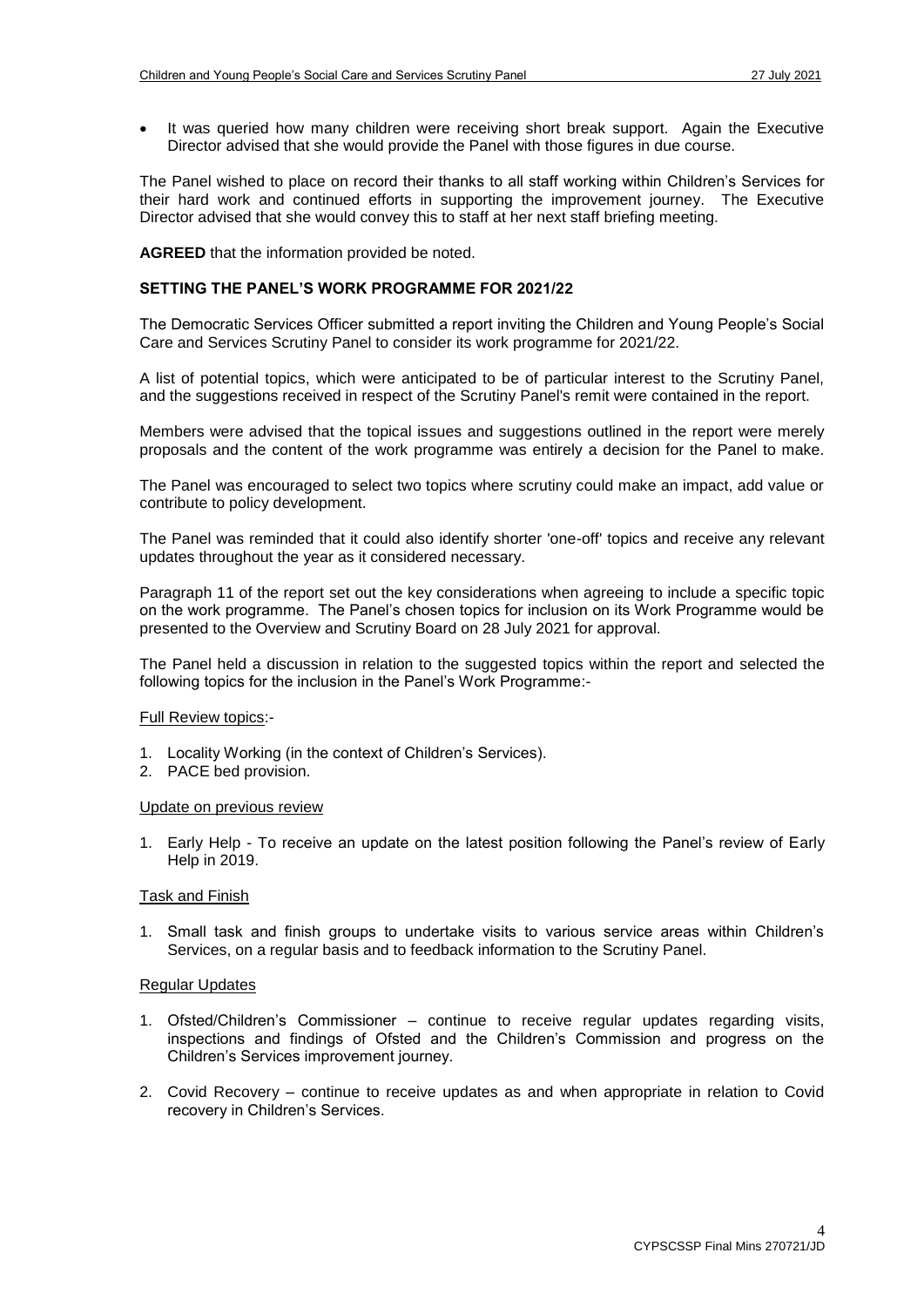- It was queried how many children were receiving short break support. Again the Executive Director advised that she would provide the Panel with those figures in due course.

The Panel wished to place on record their thanks to all staff working within Children's Services for their hard work and continued efforts in supporting the improvement journey. The Executive Director advised that she would convey this to staff at her next staff briefing meeting.

**AGREED** that the information provided be noted.

## SETTING THE PANEL'S WORK PROGRAMME FOR 2021/22

The Democratic Services Officer submitted a report inviting the Children and Young People's Social Care and Services Scrutiny Panel to consider its work programme for 2021/22.

A list of potential topics, which were anticipated to be of particular interest to the Scrutiny Panel, and the suggestions received in respect of the Scrutiny Panel's remit were contained in the report.

Members were advised that the topical issues and suggestions outlined in the report were merely proposals and the content of the work programme was entirely a decision for the Panel to make.

The Panel was encouraged to select two topics where scrutiny could make an impact, add value or contribute to policy development.

The Panel was reminded that it could also identify shorter 'one-off' topics and receive any relevant updates throughout the year as it considered necessary.

Paragraph 11 of the report set out the key considerations when agreeing to include a specific topic on the work programme. The Panel's chosen topics for inclusion on its Work Programme would be presented to the Overview and Scrutiny Board on 28 July 2021 for approval.

The Panel held a discussion in relation to the suggested topics within the report and selected the following topics for the inclusion in the Panel's Work Programme:-

Full Review topics:-

1. Locality Working (in the context of Children's Services).
2. PACE bed provision.

Update on previous review

1. Early Help - To receive an update on the latest position following the Panel's review of Early Help in 2019.

Task and Finish

1. Small task and finish groups to undertake visits to various service areas within Children's Services, on a regular basis and to feedback information to the Scrutiny Panel.

Regular Updates

1. Ofsted/Children's Commissioner – continue to receive regular updates regarding visits, inspections and findings of Ofsted and the Children's Commission and progress on the Children's Services improvement journey.
2. Covid Recovery – continue to receive updates as and when appropriate in relation to Covid recovery in Children's Services.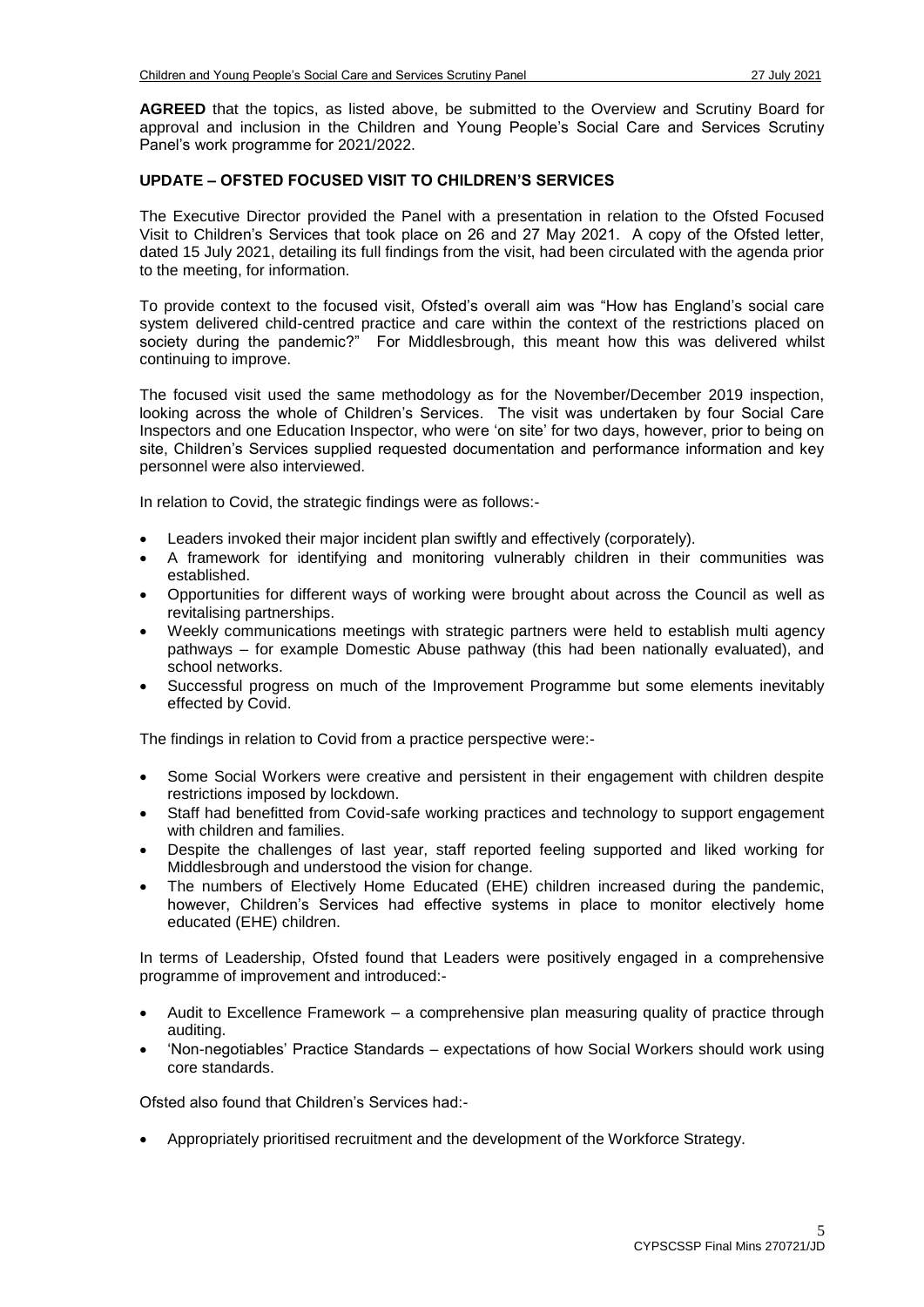**AGREED** that the topics, as listed above, be submitted to the Overview and Scrutiny Board for approval and inclusion in the Children and Young People's Social Care and Services Scrutiny Panel's work programme for 2021/2022.

**UPDATE – OFSTED FOCUSED VISIT TO CHILDREN'S SERVICES**

The Executive Director provided the Panel with a presentation in relation to the Ofsted Focused Visit to Children's Services that took place on 26 and 27 May 2021. A copy of the Ofsted letter, dated 15 July 2021, detailing its full findings from the visit, had been circulated with the agenda prior to the meeting, for information.

To provide context to the focused visit, Ofsted's overall aim was "How has England's social care system delivered child-centred practice and care within the context of the restrictions placed on society during the pandemic?" For Middlesbrough, this meant how this was delivered whilst continuing to improve.

The focused visit used the same methodology as for the November/December 2019 inspection, looking across the whole of Children's Services. The visit was undertaken by four Social Care Inspectors and one Education Inspector, who were 'on site' for two days, however, prior to being on site, Children's Services supplied requested documentation and performance information and key personnel were also interviewed.

In relation to Covid, the strategic findings were as follows:-

- Leaders invoked their major incident plan swiftly and effectively (corporately).
- A framework for identifying and monitoring vulnerably children in their communities was established.
- Opportunities for different ways of working were brought about across the Council as well as revitalising partnerships.
- Weekly communications meetings with strategic partners were held to establish multi agency pathways – for example Domestic Abuse pathway (this had been nationally evaluated), and school networks.
- Successful progress on much of the Improvement Programme but some elements inevitably effected by Covid.

The findings in relation to Covid from a practice perspective were:-

- Some Social Workers were creative and persistent in their engagement with children despite restrictions imposed by lockdown.
- Staff had benefitted from Covid-safe working practices and technology to support engagement with children and families.
- Despite the challenges of last year, staff reported feeling supported and liked working for Middlesbrough and understood the vision for change.
- The numbers of Electively Home Educated (EHE) children increased during the pandemic, however, Children's Services had effective systems in place to monitor electively home educated (EHE) children.

In terms of Leadership, Ofsted found that Leaders were positively engaged in a comprehensive programme of improvement and introduced:-

- Audit to Excellence Framework – a comprehensive plan measuring quality of practice through auditing.
- 'Non-negotiables' Practice Standards – expectations of how Social Workers should work using core standards.

Ofsted also found that Children's Services had:-

- Appropriately prioritised recruitment and the development of the Workforce Strategy.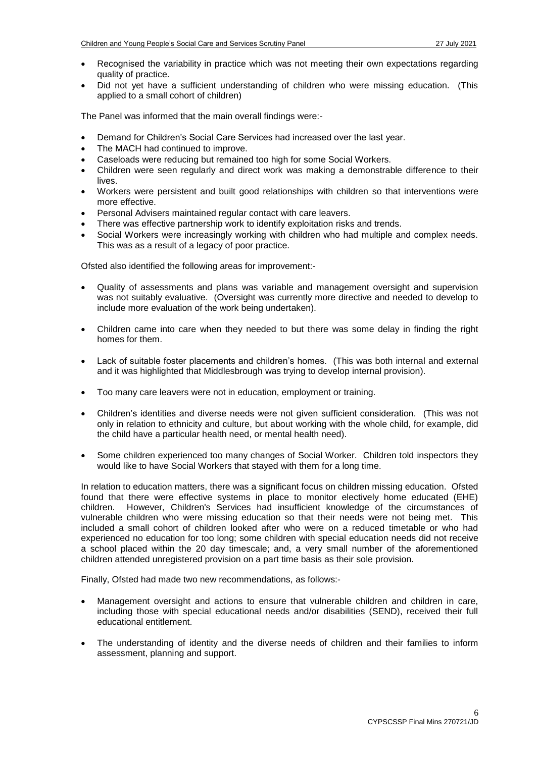- Recognised the variability in practice which was not meeting their own expectations regarding quality of practice.
- Did not yet have a sufficient understanding of children who were missing education. (This applied to a small cohort of children)

The Panel was informed that the main overall findings were:-

- Demand for Children's Social Care Services had increased over the last year.
- The MACH had continued to improve.
- Caseloads were reducing but remained too high for some Social Workers.
- Children were seen regularly and direct work was making a demonstrable difference to their lives.
- Workers were persistent and built good relationships with children so that interventions were more effective.
- Personal Advisers maintained regular contact with care leavers.
- There was effective partnership work to identify exploitation risks and trends.
- Social Workers were increasingly working with children who had multiple and complex needs. This was as a result of a legacy of poor practice.

Ofsted also identified the following areas for improvement:-

- Quality of assessments and plans was variable and management oversight and supervision was not suitably evaluative. (Oversight was currently more directive and needed to develop to include more evaluation of the work being undertaken).

- Children came into care when they needed to but there was some delay in finding the right homes for them.

- Lack of suitable foster placements and children's homes. (This was both internal and external and it was highlighted that Middlesbrough was trying to develop internal provision).

- Too many care leavers were not in education, employment or training.

- Children's identities and diverse needs were not given sufficient consideration. (This was not only in relation to ethnicity and culture, but about working with the whole child, for example, did the child have a particular health need, or mental health need).

- Some children experienced too many changes of Social Worker. Children told inspectors they would like to have Social Workers that stayed with them for a long time.

In relation to education matters, there was a significant focus on children missing education. Ofsted found that there were effective systems in place to monitor electively home educated (EHE) children. However, Children's Services had insufficient knowledge of the circumstances of vulnerable children who were missing education so that their needs were not being met. This included a small cohort of children looked after who were on a reduced timetable or who had experienced no education for too long; some children with special education needs did not receive a school placed within the 20 day timescale; and, a very small number of the aforementioned children attended unregistered provision on a part time basis as their sole provision.

Finally, Ofsted had made two new recommendations, as follows:-

- Management oversight and actions to ensure that vulnerable children and children in care, including those with special educational needs and/or disabilities (SEND), received their full educational entitlement.

- The understanding of identity and the diverse needs of children and their families to inform assessment, planning and support.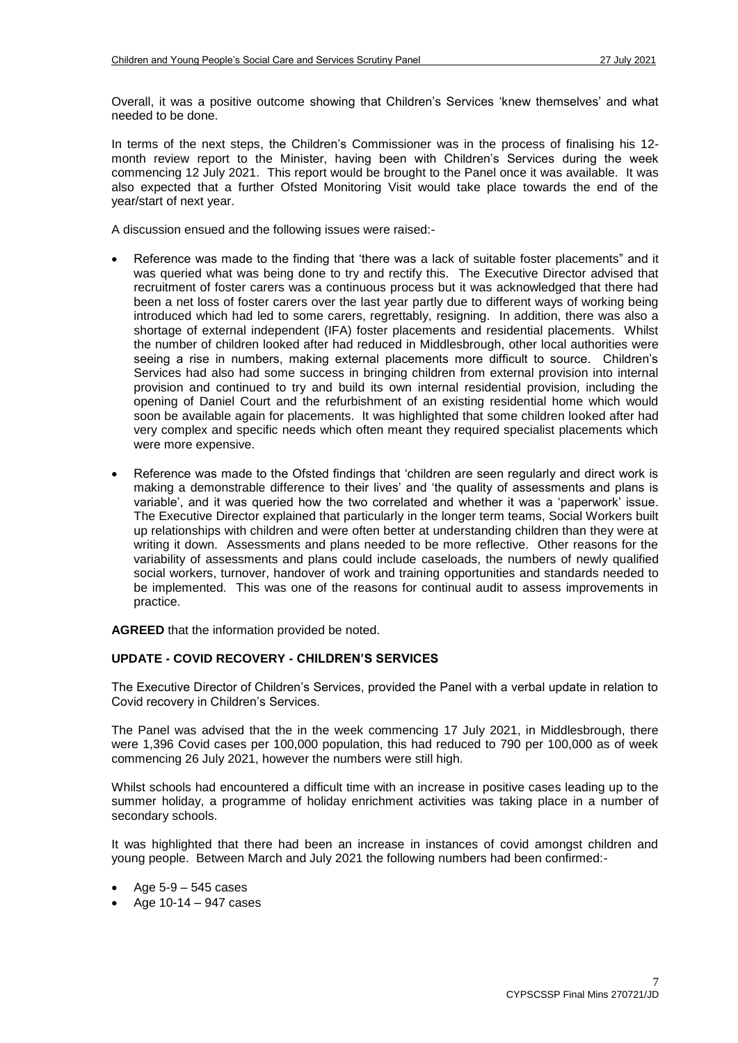Overall, it was a positive outcome showing that Children's Services 'knew themselves' and what needed to be done.

In terms of the next steps, the Children's Commissioner was in the process of finalising his 12-month review report to the Minister, having been with Children's Services during the week commencing 12 July 2021. This report would be brought to the Panel once it was available. It was also expected that a further Ofsted Monitoring Visit would take place towards the end of the year/start of next year.

A discussion ensued and the following issues were raised:-

- Reference was made to the finding that 'there was a lack of suitable foster placements" and it was queried what was being done to try and rectify this. The Executive Director advised that recruitment of foster carers was a continuous process but it was acknowledged that there had been a net loss of foster carers over the last year partly due to different ways of working being introduced which had led to some carers, regrettably, resigning. In addition, there was also a shortage of external independent (IFA) foster placements and residential placements. Whilst the number of children looked after had reduced in Middlesbrough, other local authorities were seeing a rise in numbers, making external placements more difficult to source. Children's Services had also had some success in bringing children from external provision into internal provision and continued to try and build its own internal residential provision, including the opening of Daniel Court and the refurbishment of an existing residential home which would soon be available again for placements. It was highlighted that some children looked after had very complex and specific needs which often meant they required specialist placements which were more expensive.

- Reference was made to the Ofsted findings that 'children are seen regularly and direct work is making a demonstrable difference to their lives' and 'the quality of assessments and plans is variable', and it was queried how the two correlated and whether it was a 'paperwork' issue. The Executive Director explained that particularly in the longer term teams, Social Workers built up relationships with children and were often better at understanding children than they were at writing it down. Assessments and plans needed to be more reflective. Other reasons for the variability of assessments and plans could include caseloads, the numbers of newly qualified social workers, turnover, handover of work and training opportunities and standards needed to be implemented. This was one of the reasons for continual audit to assess improvements in practice.

**AGREED** that the information provided be noted.

## UPDATE - COVID RECOVERY - CHILDREN'S SERVICES

The Executive Director of Children's Services, provided the Panel with a verbal update in relation to Covid recovery in Children's Services.

The Panel was advised that the in the week commencing 17 July 2021, in Middlesbrough, there were 1,396 Covid cases per 100,000 population, this had reduced to 790 per 100,000 as of week commencing 26 July 2021, however the numbers were still high.

Whilst schools had encountered a difficult time with an increase in positive cases leading up to the summer holiday, a programme of holiday enrichment activities was taking place in a number of secondary schools.

It was highlighted that there had been an increase in instances of covid amongst children and young people. Between March and July 2021 the following numbers had been confirmed:-

- Age 5-9 – 545 cases
- Age 10-14 – 947 cases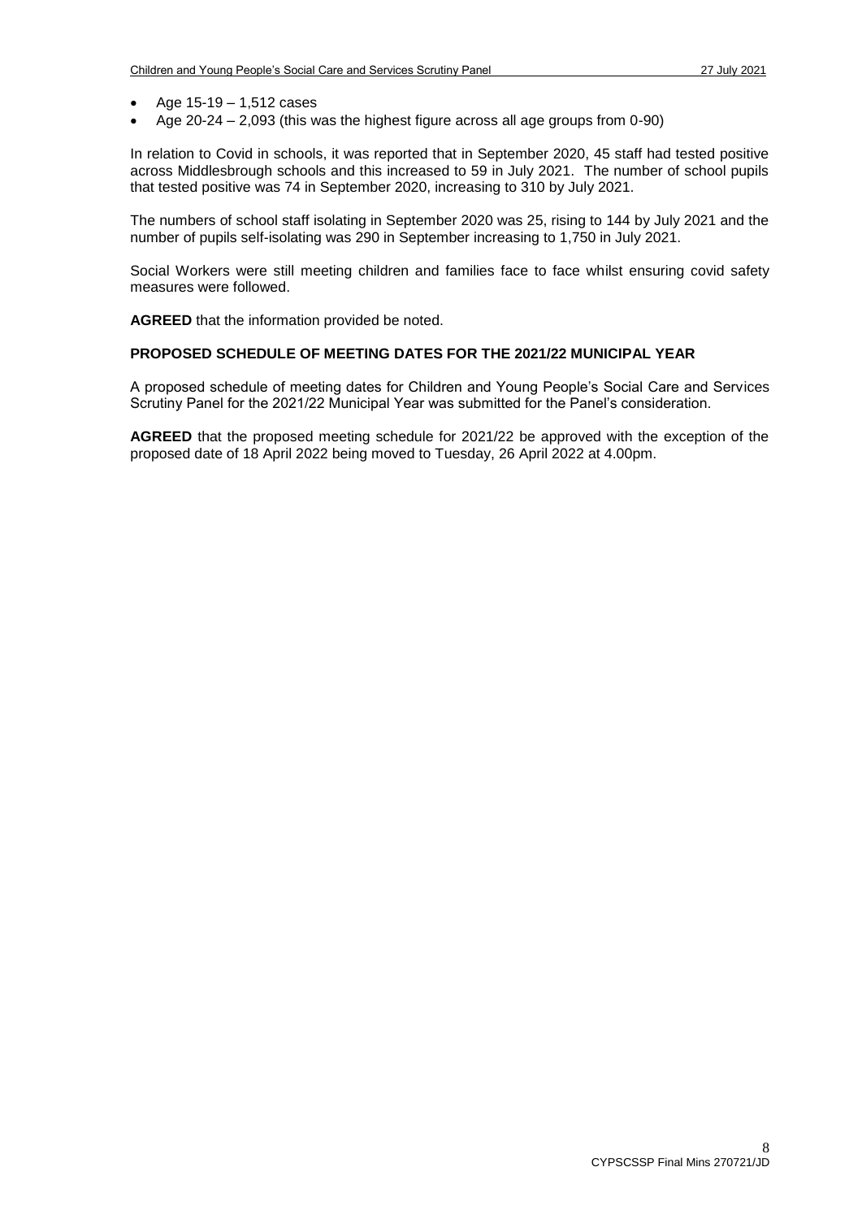- Age 15-19 – 1,512 cases
- Age 20-24 – 2,093 (this was the highest figure across all age groups from 0-90)

In relation to Covid in schools, it was reported that in September 2020, 45 staff had tested positive across Middlesbrough schools and this increased to 59 in July 2021. The number of school pupils that tested positive was 74 in September 2020, increasing to 310 by July 2021.

The numbers of school staff isolating in September 2020 was 25, rising to 144 by July 2021 and the number of pupils self-isolating was 290 in September increasing to 1,750 in July 2021.

Social Workers were still meeting children and families face to face whilst ensuring covid safety measures were followed.

**AGREED** that the information provided be noted.

**PROPOSED SCHEDULE OF MEETING DATES FOR THE 2021/22 MUNICIPAL YEAR**

A proposed schedule of meeting dates for Children and Young People's Social Care and Services Scrutiny Panel for the 2021/22 Municipal Year was submitted for the Panel's consideration.

**AGREED** that the proposed meeting schedule for 2021/22 be approved with the exception of the proposed date of 18 April 2022 being moved to Tuesday, 26 April 2022 at 4.00pm.